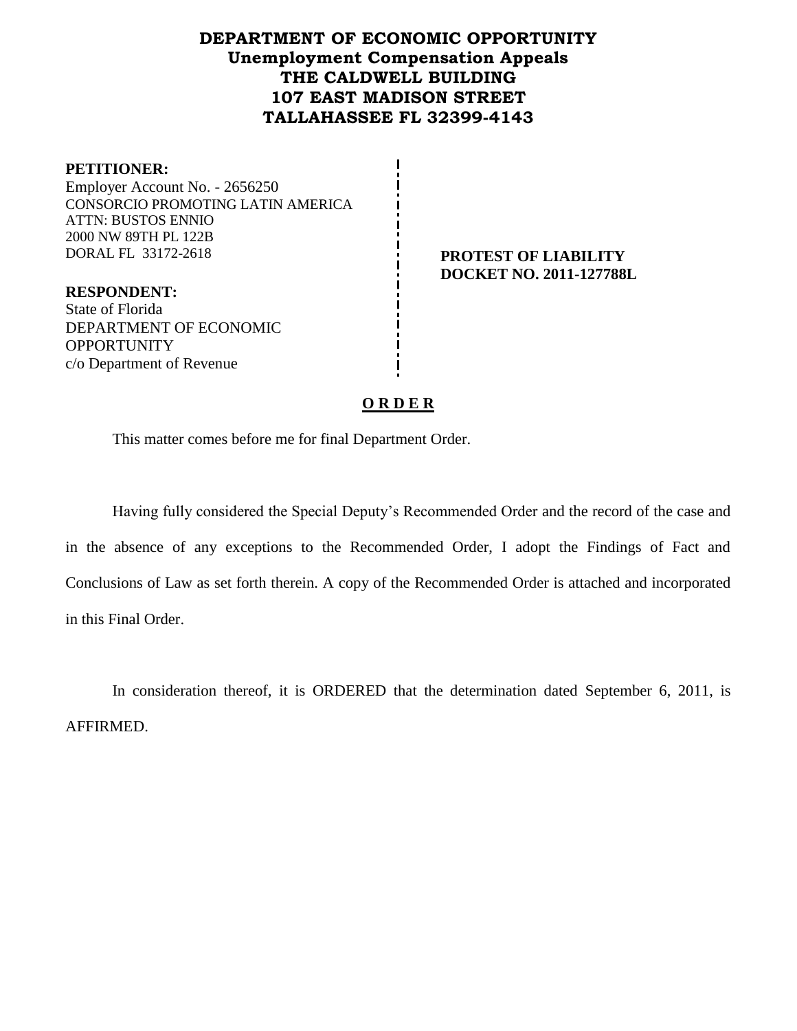# DEPARTMENT OF ECONOMIC OPPORTUNITY
## Unemployment Compensation Appeals
## THE CALDWELL BUILDING
## 107 EAST MADISON STREET
## TALLAHASSEE FL 32399-4143

**PETITIONER:**
Employer Account No. - 2656250
CONSORCIO PROMOTING LATIN AMERICA
ATTN: BUSTOS ENNIO
2000 NW 89TH PL 122B
DORAL FL 33172-2618

**RESPONDENT:**
State of Florida
DEPARTMENT OF ECONOMIC OPPORTUNITY
c/o Department of Revenue

**PROTEST OF LIABILITY**
**DOCKET NO. 2011-127788L**

**O R D E R**

This matter comes before me for final Department Order.

Having fully considered the Special Deputy's Recommended Order and the record of the case and in the absence of any exceptions to the Recommended Order, I adopt the Findings of Fact and Conclusions of Law as set forth therein. A copy of the Recommended Order is attached and incorporated in this Final Order.

In consideration thereof, it is ORDERED that the determination dated September 6, 2011, is AFFIRMED.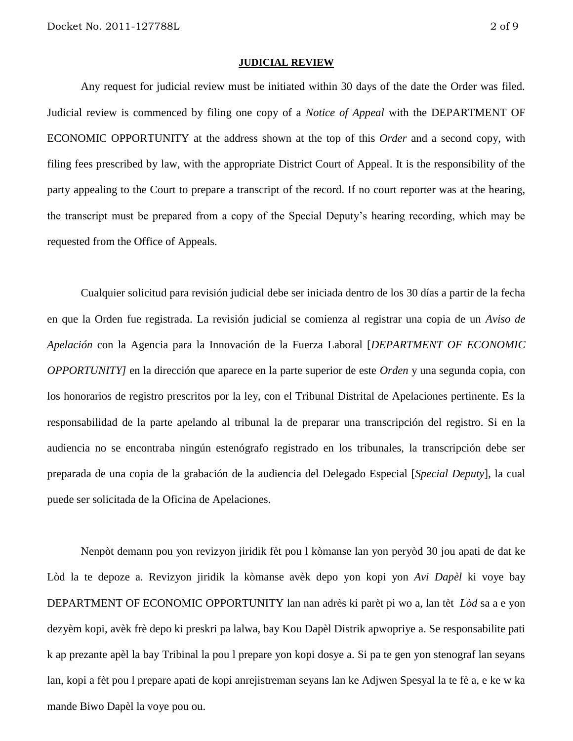## JUDICIAL REVIEW

Any request for judicial review must be initiated within 30 days of the date the Order was filed. Judicial review is commenced by filing one copy of a *Notice of Appeal* with the DEPARTMENT OF ECONOMIC OPPORTUNITY at the address shown at the top of this *Order* and a second copy, with filing fees prescribed by law, with the appropriate District Court of Appeal. It is the responsibility of the party appealing to the Court to prepare a transcript of the record. If no court reporter was at the hearing, the transcript must be prepared from a copy of the Special Deputy's hearing recording, which may be requested from the Office of Appeals.

Cualquier solicitud para revisión judicial debe ser iniciada dentro de los 30 días a partir de la fecha en que la Orden fue registrada. La revisión judicial se comienza al registrar una copia de un *Aviso de Apelación* con la Agencia para la Innovación de la Fuerza Laboral [*DEPARTMENT OF ECONOMIC OPPORTUNITY]* en la dirección que aparece en la parte superior de este *Orden* y una segunda copia, con los honorarios de registro prescritos por la ley, con el Tribunal Distrital de Apelaciones pertinente. Es la responsabilidad de la parte apelando al tribunal la de preparar una transcripción del registro. Si en la audiencia no se encontraba ningún estenógrafo registrado en los tribunales, la transcripción debe ser preparada de una copia de la grabación de la audiencia del Delegado Especial [*Special Deputy*], la cual puede ser solicitada de la Oficina de Apelaciones.

Nenpòt demann pou yon revizyon jiridik fèt pou l kòmanse lan yon peryòd 30 jou apati de dat ke Lòd la te depoze a. Revizyon jiridik la kòmanse avèk depo yon kopi yon *Avi Dapèl* ki voye bay DEPARTMENT OF ECONOMIC OPPORTUNITY lan nan adrès ki parèt pi wo a, lan tèt *Lòd* sa a e yon dezyèm kopi, avèk frè depo ki preskri pa lalwa, bay Kou Dapèl Distrik apwopriye a. Se responsabilite pati k ap prezante apèl la bay Tribinal la pou l prepare yon kopi dosye a. Si pa te gen yon stenograf lan seyans lan, kopi a fèt pou l prepare apati de kopi anrejistreman seyans lan ke Adjwen Spesyal la te fè a, e ke w ka mande Biwo Dapèl la voye pou ou.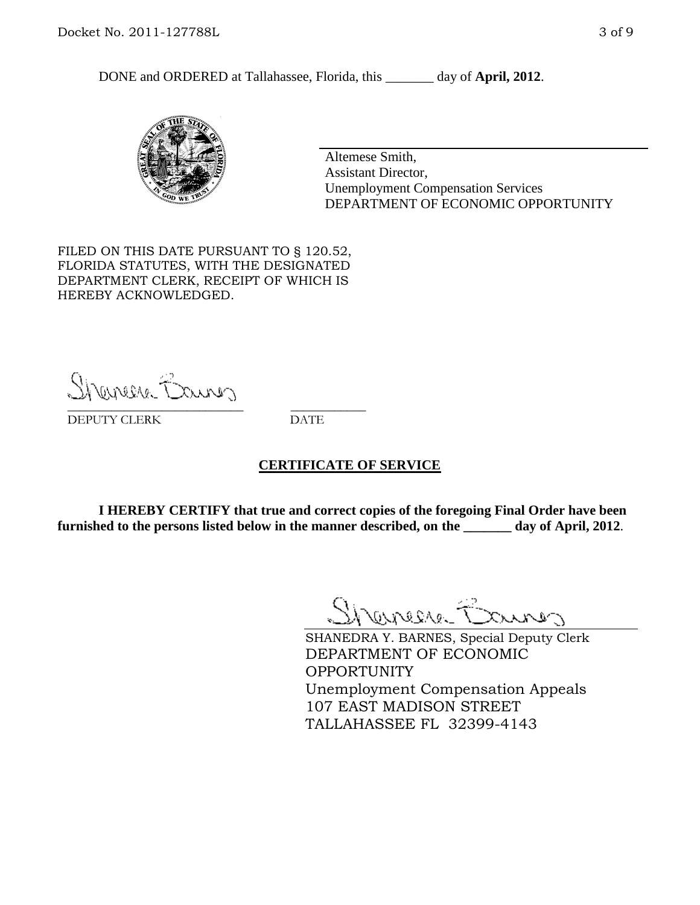DONE and ORDERED at Tallahassee, Florida, this _______ day of **April, 2012**.

Altemese Smith,
Assistant Director,
Unemployment Compensation Services
DEPARTMENT OF ECONOMIC OPPORTUNITY

FILED ON THIS DATE PURSUANT TO § 120.52, FLORIDA STATUTES, WITH THE DESIGNATED DEPARTMENT CLERK, RECEIPT OF WHICH IS HEREBY ACKNOWLEDGED.

___________________________ ___________
DEPUTY CLERK DATE

## CERTIFICATE OF SERVICE

**I HEREBY CERTIFY that true and correct copies of the foregoing Final Order have been furnished to the persons listed below in the manner described, on the _______ day of April, 2012**.

SHANEDRA Y. BARNES, Special Deputy Clerk
DEPARTMENT OF ECONOMIC OPPORTUNITY
Unemployment Compensation Appeals
107 EAST MADISON STREET
TALLAHASSEE FL 32399-4143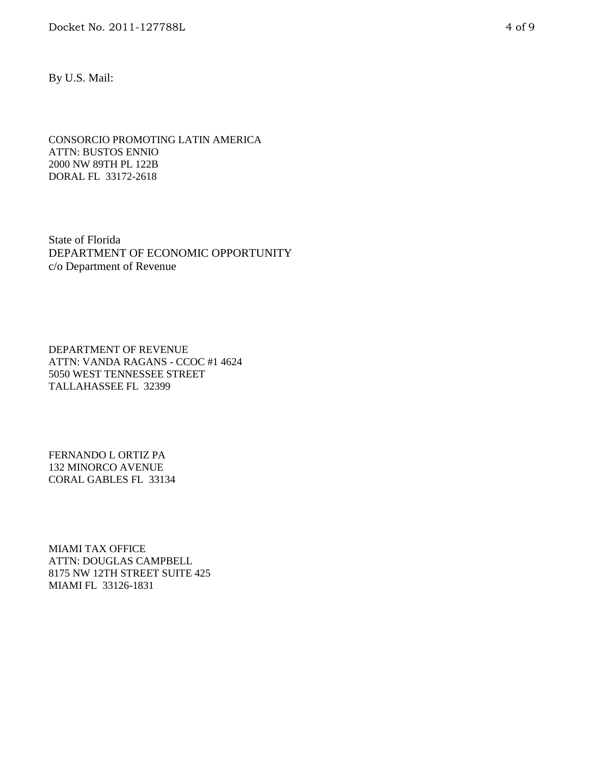By U.S. Mail:

CONSORCIO PROMOTING LATIN AMERICA
ATTN: BUSTOS ENNIO
2000 NW 89TH PL 122B
DORAL FL 33172-2618

State of Florida
DEPARTMENT OF ECONOMIC OPPORTUNITY
c/o Department of Revenue

DEPARTMENT OF REVENUE
ATTN: VANDA RAGANS - CCOC #1 4624
5050 WEST TENNESSEE STREET
TALLAHASSEE FL 32399

FERNANDO L ORTIZ PA
132 MINORCO AVENUE
CORAL GABLES FL 33134

MIAMI TAX OFFICE
ATTN: DOUGLAS CAMPBELL
8175 NW 12TH STREET SUITE 425
MIAMI FL 33126-1831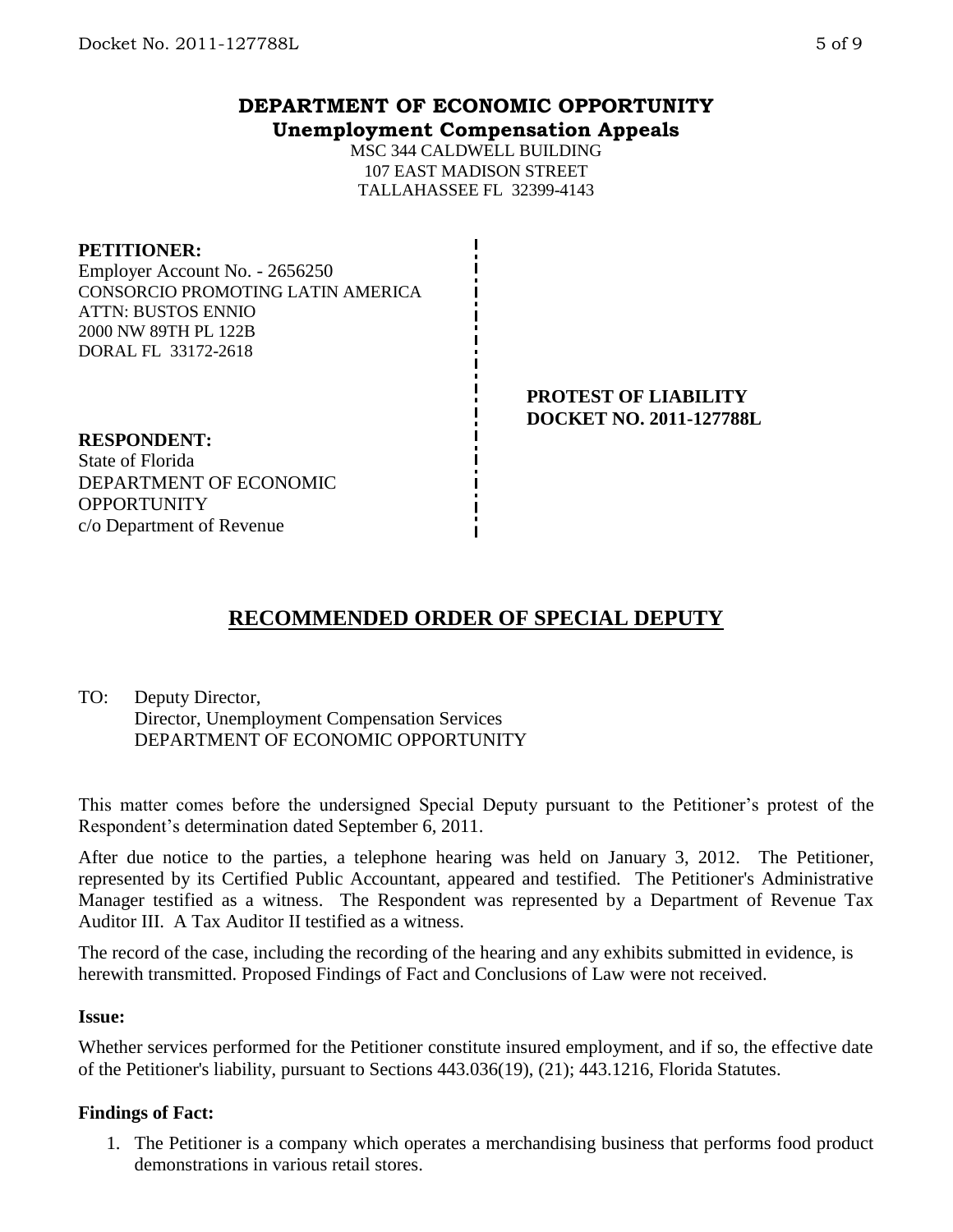# DEPARTMENT OF ECONOMIC OPPORTUNITY
## Unemployment Compensation Appeals

MSC 344 CALDWELL BUILDING
107 EAST MADISON STREET
TALLAHASSEE FL 32399-4143

**PETITIONER:**
Employer Account No. - 2656250
CONSORCIO PROMOTING LATIN AMERICA
ATTN: BUSTOS ENNIO
2000 NW 89TH PL 122B
DORAL FL 33172-2618

**PROTEST OF LIABILITY**
**DOCKET NO. 2011-127788L**

**RESPONDENT:**
State of Florida
DEPARTMENT OF ECONOMIC OPPORTUNITY
c/o Department of Revenue

## RECOMMENDED ORDER OF SPECIAL DEPUTY

TO: Deputy Director,
Director, Unemployment Compensation Services
DEPARTMENT OF ECONOMIC OPPORTUNITY

This matter comes before the undersigned Special Deputy pursuant to the Petitioner's protest of the Respondent's determination dated September 6, 2011.

After due notice to the parties, a telephone hearing was held on January 3, 2012. The Petitioner, represented by its Certified Public Accountant, appeared and testified. The Petitioner's Administrative Manager testified as a witness. The Respondent was represented by a Department of Revenue Tax Auditor III. A Tax Auditor II testified as a witness.

The record of the case, including the recording of the hearing and any exhibits submitted in evidence, is herewith transmitted. Proposed Findings of Fact and Conclusions of Law were not received.

**Issue:**

Whether services performed for the Petitioner constitute insured employment, and if so, the effective date of the Petitioner's liability, pursuant to Sections 443.036(19), (21); 443.1216, Florida Statutes.

**Findings of Fact:**

1. The Petitioner is a company which operates a merchandising business that performs food product demonstrations in various retail stores.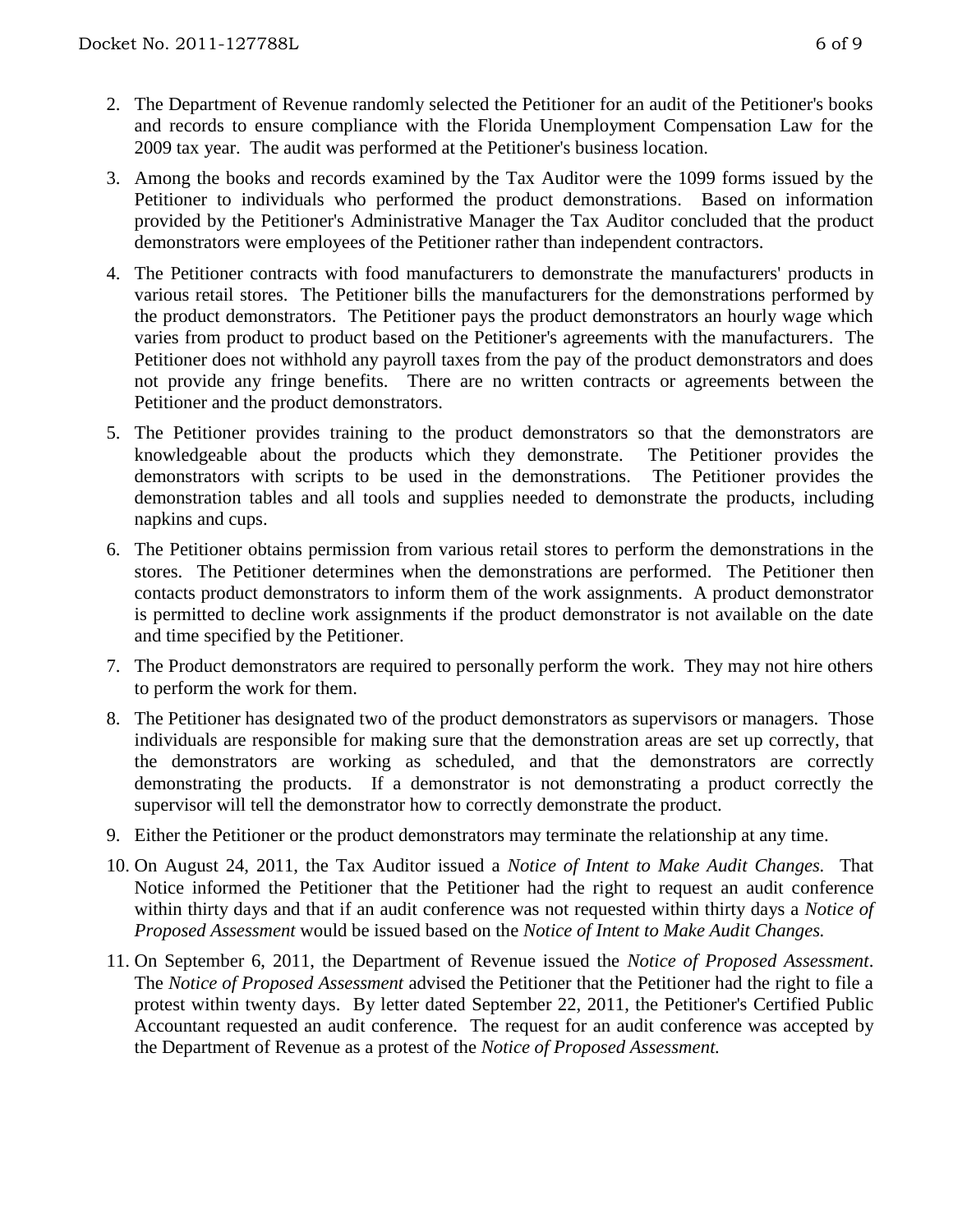2. The Department of Revenue randomly selected the Petitioner for an audit of the Petitioner's books and records to ensure compliance with the Florida Unemployment Compensation Law for the 2009 tax year. The audit was performed at the Petitioner's business location.
3. Among the books and records examined by the Tax Auditor were the 1099 forms issued by the Petitioner to individuals who performed the product demonstrations. Based on information provided by the Petitioner's Administrative Manager the Tax Auditor concluded that the product demonstrators were employees of the Petitioner rather than independent contractors.
4. The Petitioner contracts with food manufacturers to demonstrate the manufacturers' products in various retail stores. The Petitioner bills the manufacturers for the demonstrations performed by the product demonstrators. The Petitioner pays the product demonstrators an hourly wage which varies from product to product based on the Petitioner's agreements with the manufacturers. The Petitioner does not withhold any payroll taxes from the pay of the product demonstrators and does not provide any fringe benefits. There are no written contracts or agreements between the Petitioner and the product demonstrators.
5. The Petitioner provides training to the product demonstrators so that the demonstrators are knowledgeable about the products which they demonstrate. The Petitioner provides the demonstrators with scripts to be used in the demonstrations. The Petitioner provides the demonstration tables and all tools and supplies needed to demonstrate the products, including napkins and cups.
6. The Petitioner obtains permission from various retail stores to perform the demonstrations in the stores. The Petitioner determines when the demonstrations are performed. The Petitioner then contacts product demonstrators to inform them of the work assignments. A product demonstrator is permitted to decline work assignments if the product demonstrator is not available on the date and time specified by the Petitioner.
7. The Product demonstrators are required to personally perform the work. They may not hire others to perform the work for them.
8. The Petitioner has designated two of the product demonstrators as supervisors or managers. Those individuals are responsible for making sure that the demonstration areas are set up correctly, that the demonstrators are working as scheduled, and that the demonstrators are correctly demonstrating the products. If a demonstrator is not demonstrating a product correctly the supervisor will tell the demonstrator how to correctly demonstrate the product.
9. Either the Petitioner or the product demonstrators may terminate the relationship at any time.
10. On August 24, 2011, the Tax Auditor issued a *Notice of Intent to Make Audit Changes.* That Notice informed the Petitioner that the Petitioner had the right to request an audit conference within thirty days and that if an audit conference was not requested within thirty days a *Notice of Proposed Assessment* would be issued based on the *Notice of Intent to Make Audit Changes.*
11. On September 6, 2011, the Department of Revenue issued the *Notice of Proposed Assessment*. The *Notice of Proposed Assessment* advised the Petitioner that the Petitioner had the right to file a protest within twenty days. By letter dated September 22, 2011, the Petitioner's Certified Public Accountant requested an audit conference. The request for an audit conference was accepted by the Department of Revenue as a protest of the *Notice of Proposed Assessment.*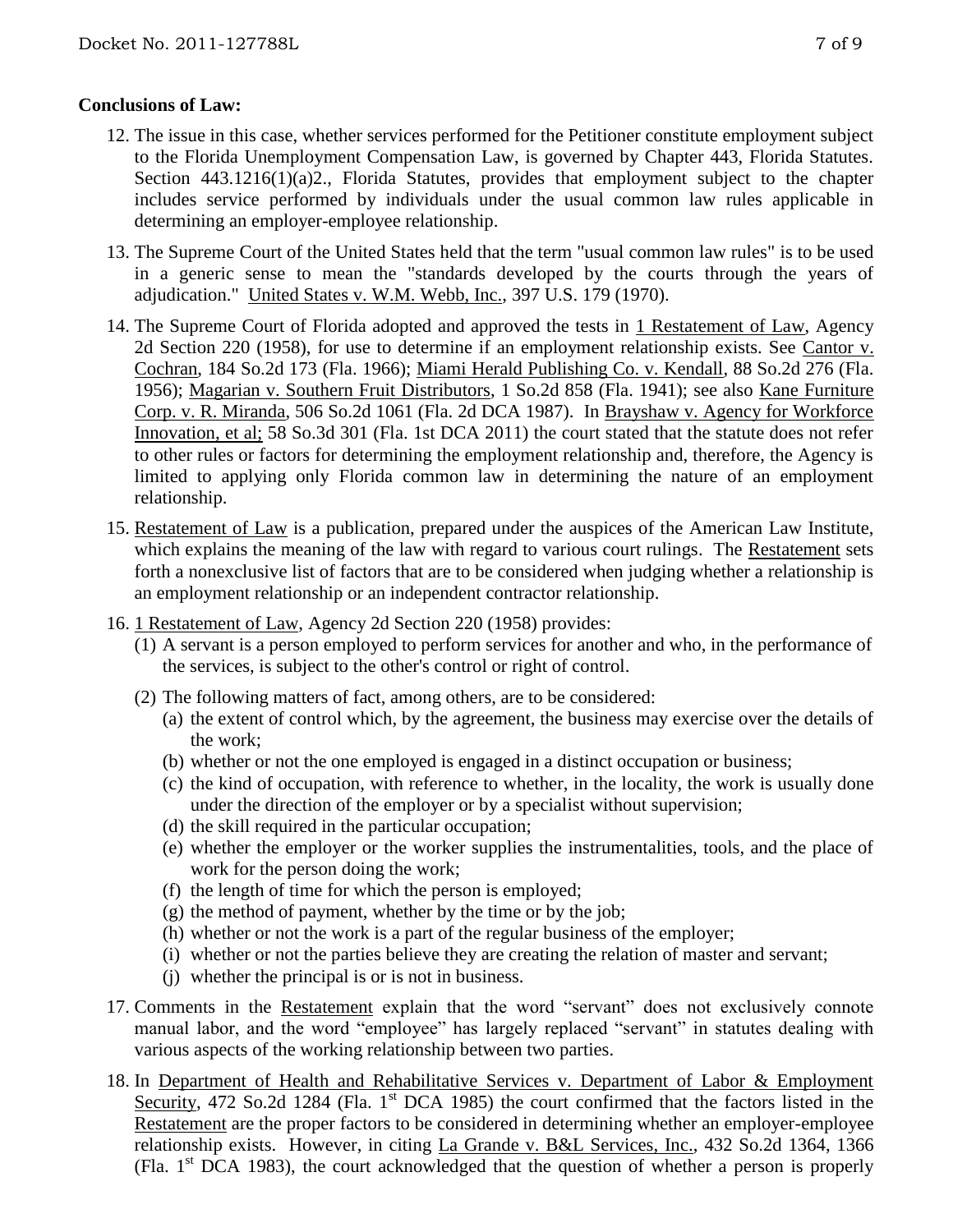**Conclusions of Law:**

12. The issue in this case, whether services performed for the Petitioner constitute employment subject to the Florida Unemployment Compensation Law, is governed by Chapter 443, Florida Statutes. Section 443.1216(1)(a)2., Florida Statutes, provides that employment subject to the chapter includes service performed by individuals under the usual common law rules applicable in determining an employer-employee relationship.

13. The Supreme Court of the United States held that the term "usual common law rules" is to be used in a generic sense to mean the "standards developed by the courts through the years of adjudication." United States v. W.M. Webb, Inc., 397 U.S. 179 (1970).

14. The Supreme Court of Florida adopted and approved the tests in 1 Restatement of Law, Agency 2d Section 220 (1958), for use to determine if an employment relationship exists. See Cantor v. Cochran, 184 So.2d 173 (Fla. 1966); Miami Herald Publishing Co. v. Kendall, 88 So.2d 276 (Fla. 1956); Magarian v. Southern Fruit Distributors, 1 So.2d 858 (Fla. 1941); see also Kane Furniture Corp. v. R. Miranda, 506 So.2d 1061 (Fla. 2d DCA 1987). In Brayshaw v. Agency for Workforce Innovation, et al; 58 So.3d 301 (Fla. 1st DCA 2011) the court stated that the statute does not refer to other rules or factors for determining the employment relationship and, therefore, the Agency is limited to applying only Florida common law in determining the nature of an employment relationship.

15. Restatement of Law is a publication, prepared under the auspices of the American Law Institute, which explains the meaning of the law with regard to various court rulings. The Restatement sets forth a nonexclusive list of factors that are to be considered when judging whether a relationship is an employment relationship or an independent contractor relationship.

16. 1 Restatement of Law, Agency 2d Section 220 (1958) provides:
    (1) A servant is a person employed to perform services for another and who, in the performance of the services, is subject to the other's control or right of control.
    (2) The following matters of fact, among others, are to be considered:
        (a) the extent of control which, by the agreement, the business may exercise over the details of the work;
        (b) whether or not the one employed is engaged in a distinct occupation or business;
        (c) the kind of occupation, with reference to whether, in the locality, the work is usually done under the direction of the employer or by a specialist without supervision;
        (d) the skill required in the particular occupation;
        (e) whether the employer or the worker supplies the instrumentalities, tools, and the place of work for the person doing the work;
        (f) the length of time for which the person is employed;
        (g) the method of payment, whether by the time or by the job;
        (h) whether or not the work is a part of the regular business of the employer;
        (i) whether or not the parties believe they are creating the relation of master and servant;
        (j) whether the principal is or is not in business.

17. Comments in the Restatement explain that the word "servant" does not exclusively connote manual labor, and the word "employee" has largely replaced "servant" in statutes dealing with various aspects of the working relationship between two parties.

18. In Department of Health and Rehabilitative Services v. Department of Labor & Employment Security, 472 So.2d 1284 (Fla. 1st DCA 1985) the court confirmed that the factors listed in the Restatement are the proper factors to be considered in determining whether an employer-employee relationship exists. However, in citing La Grande v. B&L Services, Inc., 432 So.2d 1364, 1366 (Fla. 1st DCA 1983), the court acknowledged that the question of whether a person is properly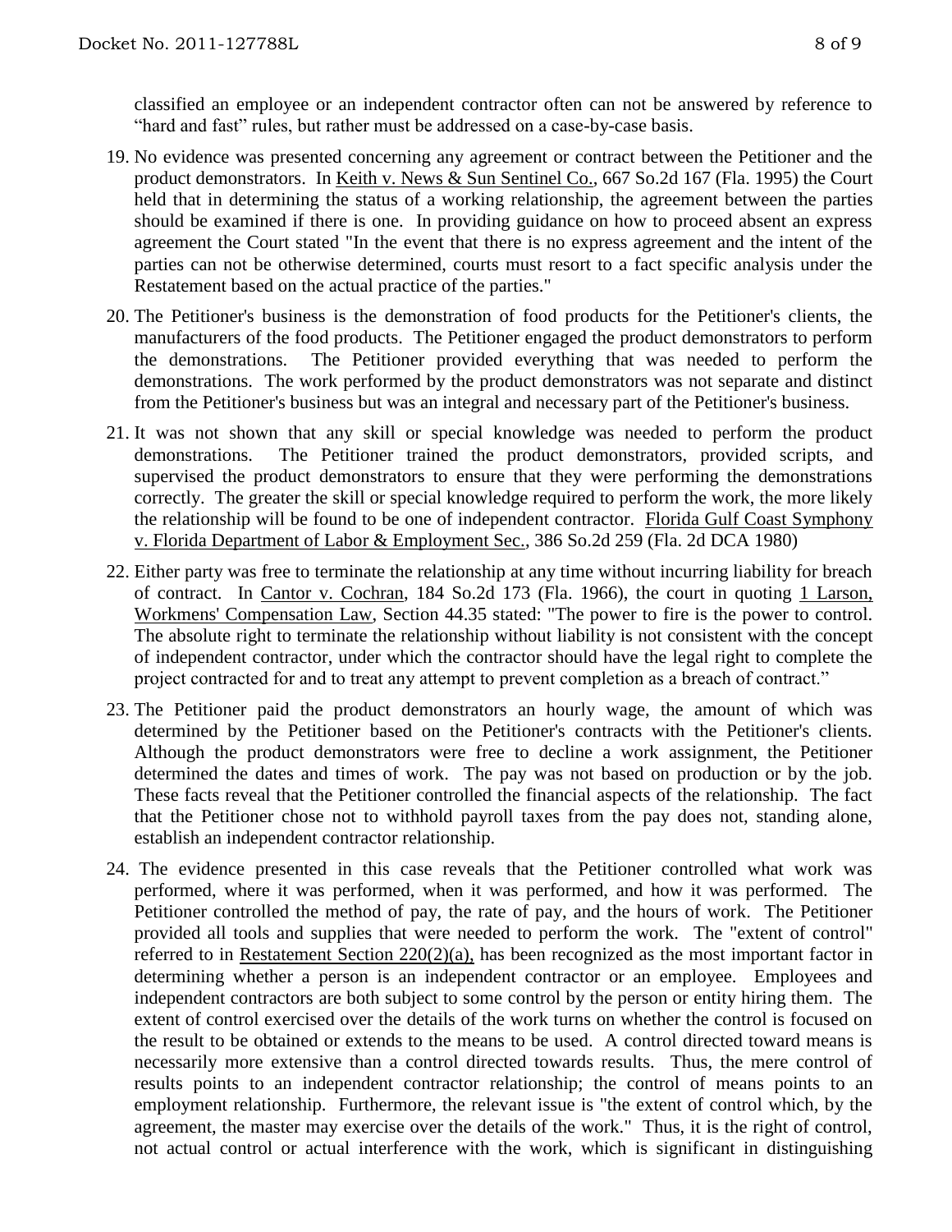classified an employee or an independent contractor often can not be answered by reference to "hard and fast" rules, but rather must be addressed on a case-by-case basis.

19. No evidence was presented concerning any agreement or contract between the Petitioner and the product demonstrators. In Keith v. News & Sun Sentinel Co., 667 So.2d 167 (Fla. 1995) the Court held that in determining the status of a working relationship, the agreement between the parties should be examined if there is one. In providing guidance on how to proceed absent an express agreement the Court stated "In the event that there is no express agreement and the intent of the parties can not be otherwise determined, courts must resort to a fact specific analysis under the Restatement based on the actual practice of the parties."

20. The Petitioner's business is the demonstration of food products for the Petitioner's clients, the manufacturers of the food products. The Petitioner engaged the product demonstrators to perform the demonstrations. The Petitioner provided everything that was needed to perform the demonstrations. The work performed by the product demonstrators was not separate and distinct from the Petitioner's business but was an integral and necessary part of the Petitioner's business.

21. It was not shown that any skill or special knowledge was needed to perform the product demonstrations. The Petitioner trained the product demonstrators, provided scripts, and supervised the product demonstrators to ensure that they were performing the demonstrations correctly. The greater the skill or special knowledge required to perform the work, the more likely the relationship will be found to be one of independent contractor. Florida Gulf Coast Symphony v. Florida Department of Labor & Employment Sec., 386 So.2d 259 (Fla. 2d DCA 1980)

22. Either party was free to terminate the relationship at any time without incurring liability for breach of contract. In Cantor v. Cochran, 184 So.2d 173 (Fla. 1966), the court in quoting 1 Larson, Workmens' Compensation Law, Section 44.35 stated: "The power to fire is the power to control. The absolute right to terminate the relationship without liability is not consistent with the concept of independent contractor, under which the contractor should have the legal right to complete the project contracted for and to treat any attempt to prevent completion as a breach of contract."

23. The Petitioner paid the product demonstrators an hourly wage, the amount of which was determined by the Petitioner based on the Petitioner's contracts with the Petitioner's clients. Although the product demonstrators were free to decline a work assignment, the Petitioner determined the dates and times of work. The pay was not based on production or by the job. These facts reveal that the Petitioner controlled the financial aspects of the relationship. The fact that the Petitioner chose not to withhold payroll taxes from the pay does not, standing alone, establish an independent contractor relationship.

24. The evidence presented in this case reveals that the Petitioner controlled what work was performed, where it was performed, when it was performed, and how it was performed. The Petitioner controlled the method of pay, the rate of pay, and the hours of work. The Petitioner provided all tools and supplies that were needed to perform the work. The "extent of control" referred to in Restatement Section 220(2)(a), has been recognized as the most important factor in determining whether a person is an independent contractor or an employee. Employees and independent contractors are both subject to some control by the person or entity hiring them. The extent of control exercised over the details of the work turns on whether the control is focused on the result to be obtained or extends to the means to be used. A control directed toward means is necessarily more extensive than a control directed towards results. Thus, the mere control of results points to an independent contractor relationship; the control of means points to an employment relationship. Furthermore, the relevant issue is "the extent of control which, by the agreement, the master may exercise over the details of the work." Thus, it is the right of control, not actual control or actual interference with the work, which is significant in distinguishing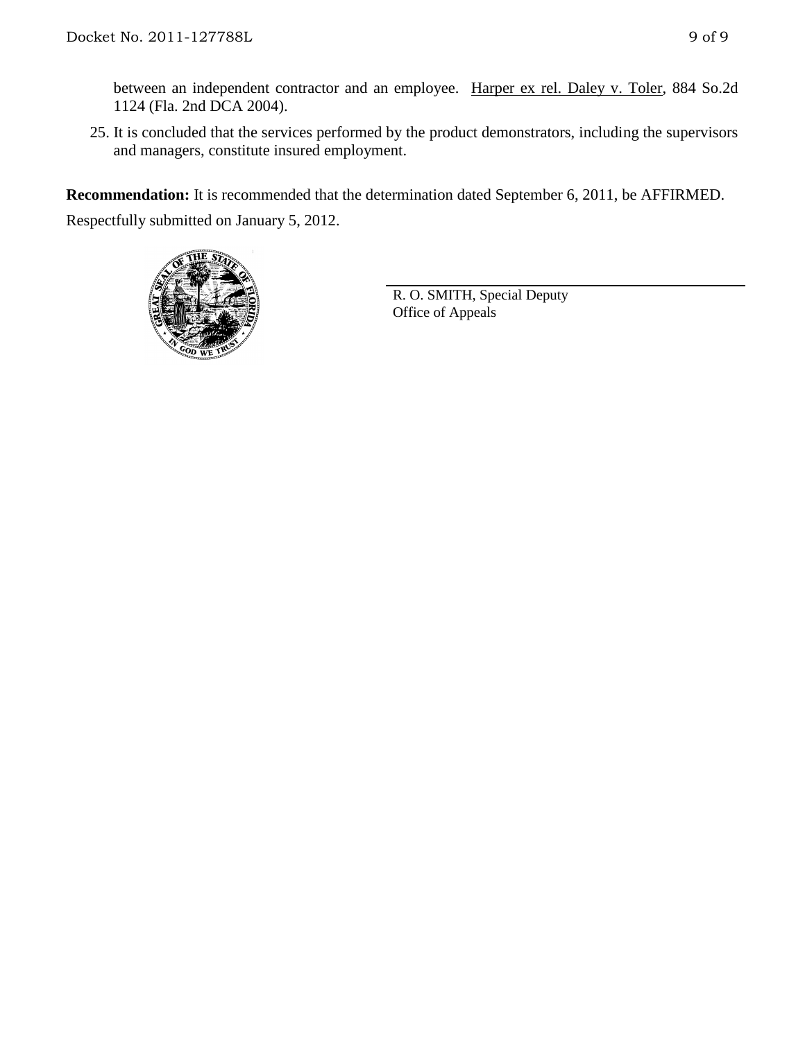between an independent contractor and an employee. Harper ex rel. Daley v. Toler, 884 So.2d 1124 (Fla. 2nd DCA 2004).

25. It is concluded that the services performed by the product demonstrators, including the supervisors and managers, constitute insured employment.

**Recommendation:** It is recommended that the determination dated September 6, 2011, be AFFIRMED.

Respectfully submitted on January 5, 2012.

R. O. SMITH, Special Deputy
Office of Appeals